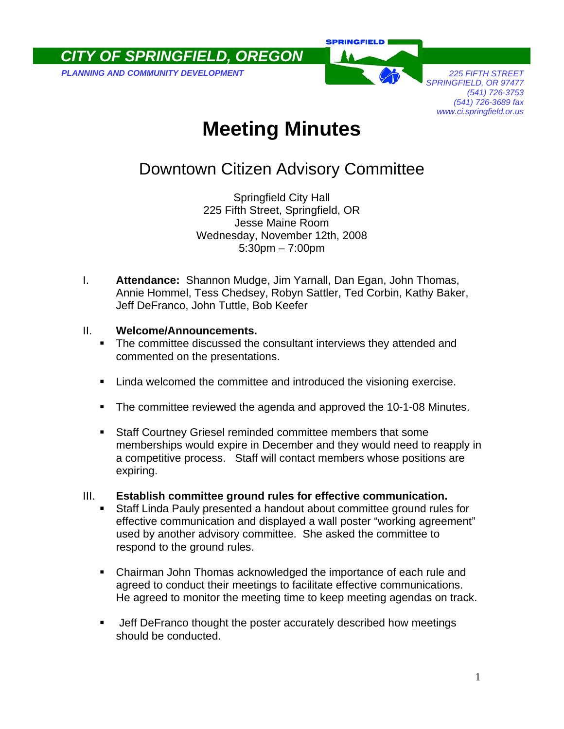**CITY OF SPRINGFIELD, OREGON**

*PLANNING AND COMMUNITY DEVELOPMENT*

SPRINGFIELD

*225 FIFTH STREET*
*SPRINGFIELD, OR 97477*
*(541) 726-3753*
*(541) 726-3689 fax*
*www.ci.springfield.or.us*

# Meeting Minutes

## Downtown Citizen Advisory Committee

Springfield City Hall
225 Fifth Street, Springfield, OR
Jesse Maine Room
Wednesday, November 12th, 2008
5:30pm – 7:00pm

I. **Attendance:** Shannon Mudge, Jim Yarnall, Dan Egan, John Thomas, Annie Hommel, Tess Chedsey, Robyn Sattler, Ted Corbin, Kathy Baker, Jeff DeFranco, John Tuttle, Bob Keefer

II. **Welcome/Announcements.**

- The committee discussed the consultant interviews they attended and commented on the presentations.
- Linda welcomed the committee and introduced the visioning exercise.
- The committee reviewed the agenda and approved the 10-1-08 Minutes.
- Staff Courtney Griesel reminded committee members that some memberships would expire in December and they would need to reapply in a competitive process. Staff will contact members whose positions are expiring.

III. **Establish committee ground rules for effective communication.**

- Staff Linda Pauly presented a handout about committee ground rules for effective communication and displayed a wall poster "working agreement" used by another advisory committee. She asked the committee to respond to the ground rules.
- Chairman John Thomas acknowledged the importance of each rule and agreed to conduct their meetings to facilitate effective communications. He agreed to monitor the meeting time to keep meeting agendas on track.
- Jeff DeFranco thought the poster accurately described how meetings should be conducted.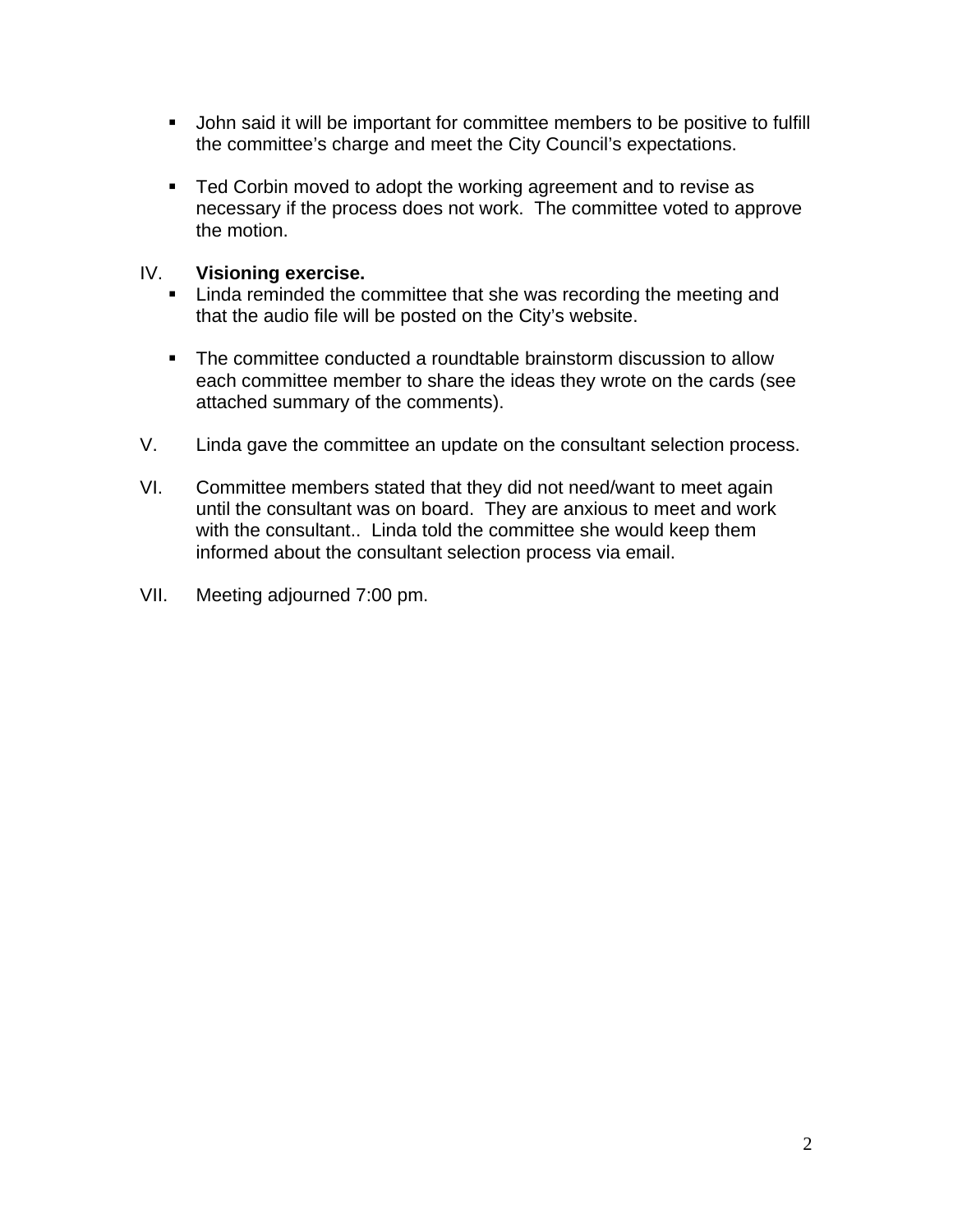- John said it will be important for committee members to be positive to fulfill the committee's charge and meet the City Council's expectations.

- Ted Corbin moved to adopt the working agreement and to revise as necessary if the process does not work. The committee voted to approve the motion.

IV. **Visioning exercise.**

- Linda reminded the committee that she was recording the meeting and that the audio file will be posted on the City's website.

- The committee conducted a roundtable brainstorm discussion to allow each committee member to share the ideas they wrote on the cards (see attached summary of the comments).

V. Linda gave the committee an update on the consultant selection process.

VI. Committee members stated that they did not need/want to meet again until the consultant was on board. They are anxious to meet and work with the consultant.. Linda told the committee she would keep them informed about the consultant selection process via email.

VII. Meeting adjourned 7:00 pm.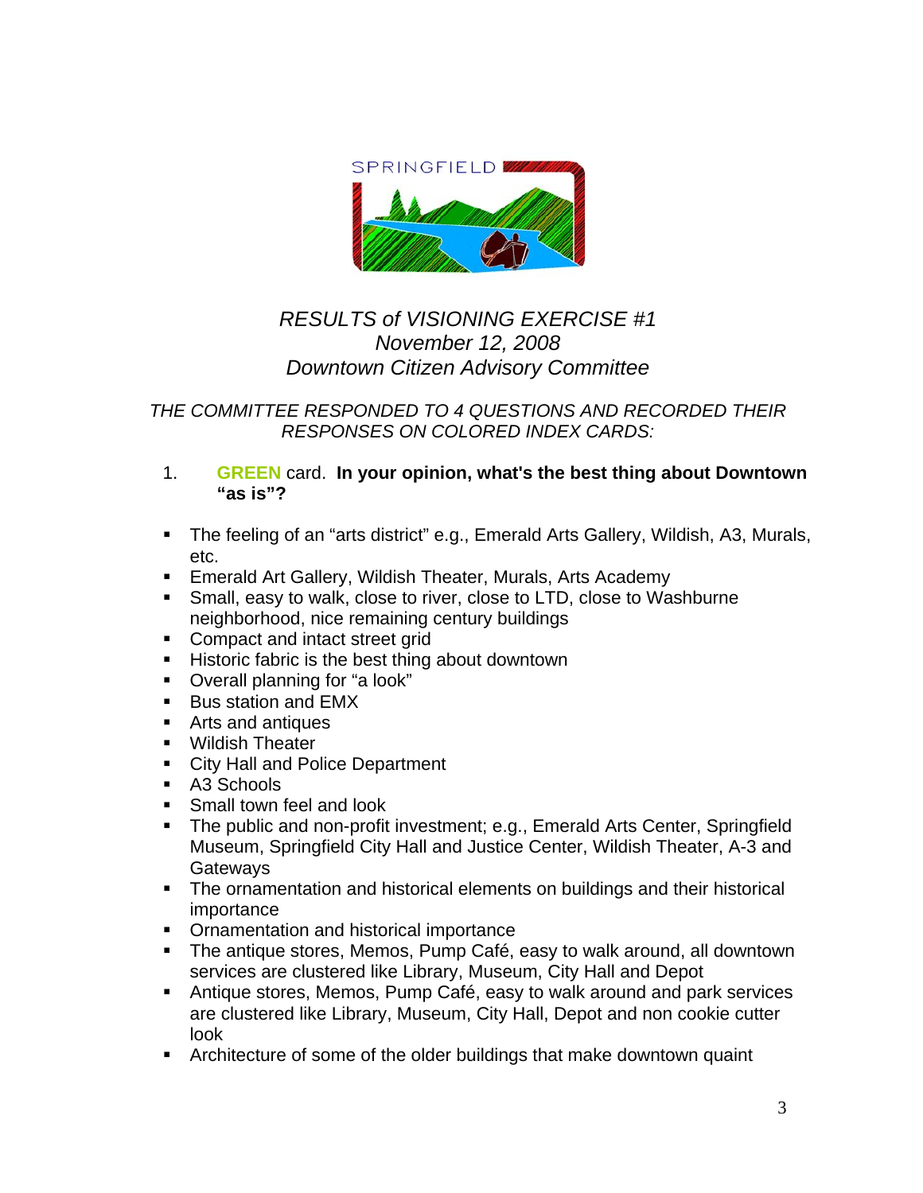SPRINGFIELD

# *RESULTS of VISIONING EXERCISE #1*
*November 12, 2008*
*Downtown Citizen Advisory Committee*

*THE COMMITTEE RESPONDED TO 4 QUESTIONS AND RECORDED THEIR RESPONSES ON COLORED INDEX CARDS:*

1. **GREEN** card. **In your opinion, what's the best thing about Downtown "as is"?**

- The feeling of an "arts district" e.g., Emerald Arts Gallery, Wildish, A3, Murals, etc.
- Emerald Art Gallery, Wildish Theater, Murals, Arts Academy
- Small, easy to walk, close to river, close to LTD, close to Washburne neighborhood, nice remaining century buildings
- Compact and intact street grid
- Historic fabric is the best thing about downtown
- Overall planning for "a look"
- Bus station and EMX
- Arts and antiques
- Wildish Theater
- City Hall and Police Department
- A3 Schools
- Small town feel and look
- The public and non-profit investment; e.g., Emerald Arts Center, Springfield Museum, Springfield City Hall and Justice Center, Wildish Theater, A-3 and Gateways
- The ornamentation and historical elements on buildings and their historical importance
- Ornamentation and historical importance
- The antique stores, Memos, Pump Café, easy to walk around, all downtown services are clustered like Library, Museum, City Hall and Depot
- Antique stores, Memos, Pump Café, easy to walk around and park services are clustered like Library, Museum, City Hall, Depot and non cookie cutter look
- Architecture of some of the older buildings that make downtown quaint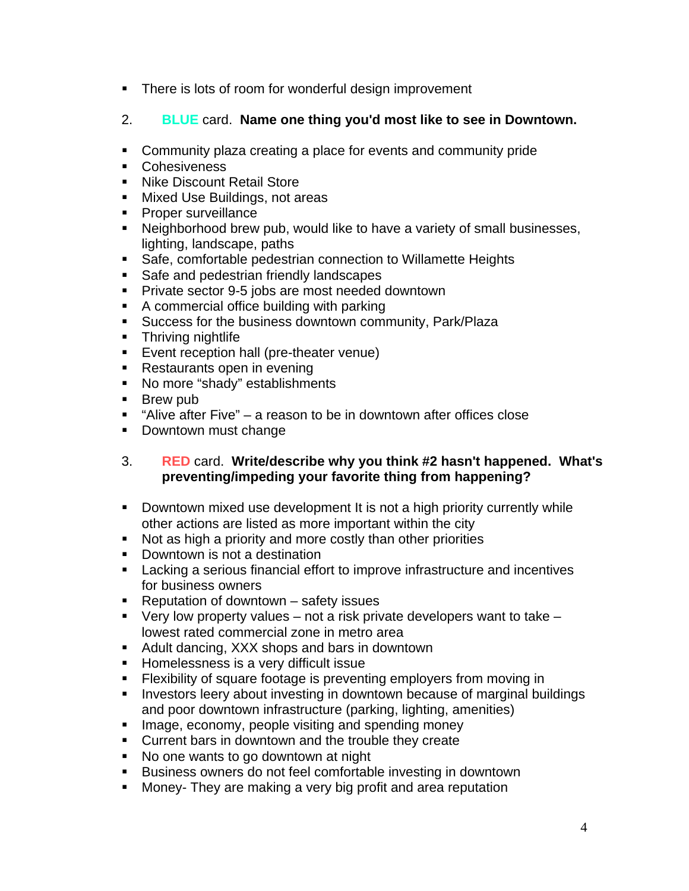- There is lots of room for wonderful design improvement

2. **BLUE** card. **Name one thing you'd most like to see in Downtown.**

- Community plaza creating a place for events and community pride
- Cohesiveness
- Nike Discount Retail Store
- Mixed Use Buildings, not areas
- Proper surveillance
- Neighborhood brew pub, would like to have a variety of small businesses, lighting, landscape, paths
- Safe, comfortable pedestrian connection to Willamette Heights
- Safe and pedestrian friendly landscapes
- Private sector 9-5 jobs are most needed downtown
- A commercial office building with parking
- Success for the business downtown community, Park/Plaza
- Thriving nightlife
- Event reception hall (pre-theater venue)
- Restaurants open in evening
- No more "shady" establishments
- Brew pub
- "Alive after Five" – a reason to be in downtown after offices close
- Downtown must change

3. **RED** card. **Write/describe why you think #2 hasn't happened. What's preventing/impeding your favorite thing from happening?**

- Downtown mixed use development It is not a high priority currently while other actions are listed as more important within the city
- Not as high a priority and more costly than other priorities
- Downtown is not a destination
- Lacking a serious financial effort to improve infrastructure and incentives for business owners
- Reputation of downtown – safety issues
- Very low property values – not a risk private developers want to take – lowest rated commercial zone in metro area
- Adult dancing, XXX shops and bars in downtown
- Homelessness is a very difficult issue
- Flexibility of square footage is preventing employers from moving in
- Investors leery about investing in downtown because of marginal buildings and poor downtown infrastructure (parking, lighting, amenities)
- Image, economy, people visiting and spending money
- Current bars in downtown and the trouble they create
- No one wants to go downtown at night
- Business owners do not feel comfortable investing in downtown
- Money- They are making a very big profit and area reputation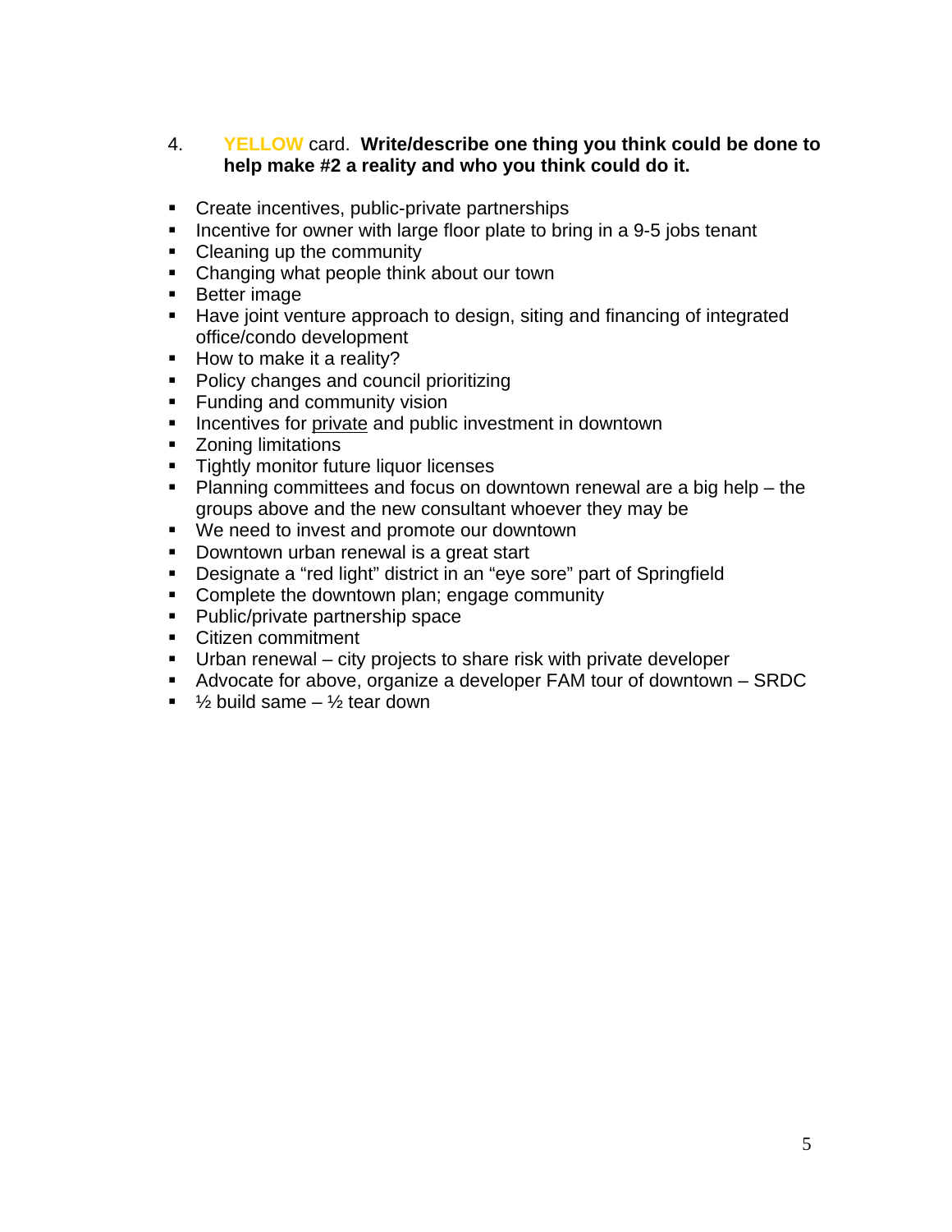4. YELLOW card. **Write/describe one thing you think could be done to help make #2 a reality and who you think could do it.**

- Create incentives, public-private partnerships
- Incentive for owner with large floor plate to bring in a 9-5 jobs tenant
- Cleaning up the community
- Changing what people think about our town
- Better image
- Have joint venture approach to design, siting and financing of integrated office/condo development
- How to make it a reality?
- Policy changes and council prioritizing
- Funding and community vision
- Incentives for <u>private</u> and public investment in downtown
- Zoning limitations
- Tightly monitor future liquor licenses
- Planning committees and focus on downtown renewal are a big help – the groups above and the new consultant whoever they may be
- We need to invest and promote our downtown
- Downtown urban renewal is a great start
- Designate a “red light” district in an “eye sore” part of Springfield
- Complete the downtown plan; engage community
- Public/private partnership space
- Citizen commitment
- Urban renewal – city projects to share risk with private developer
- Advocate for above, organize a developer FAM tour of downtown – SRDC
- ½ build same – ½ tear down